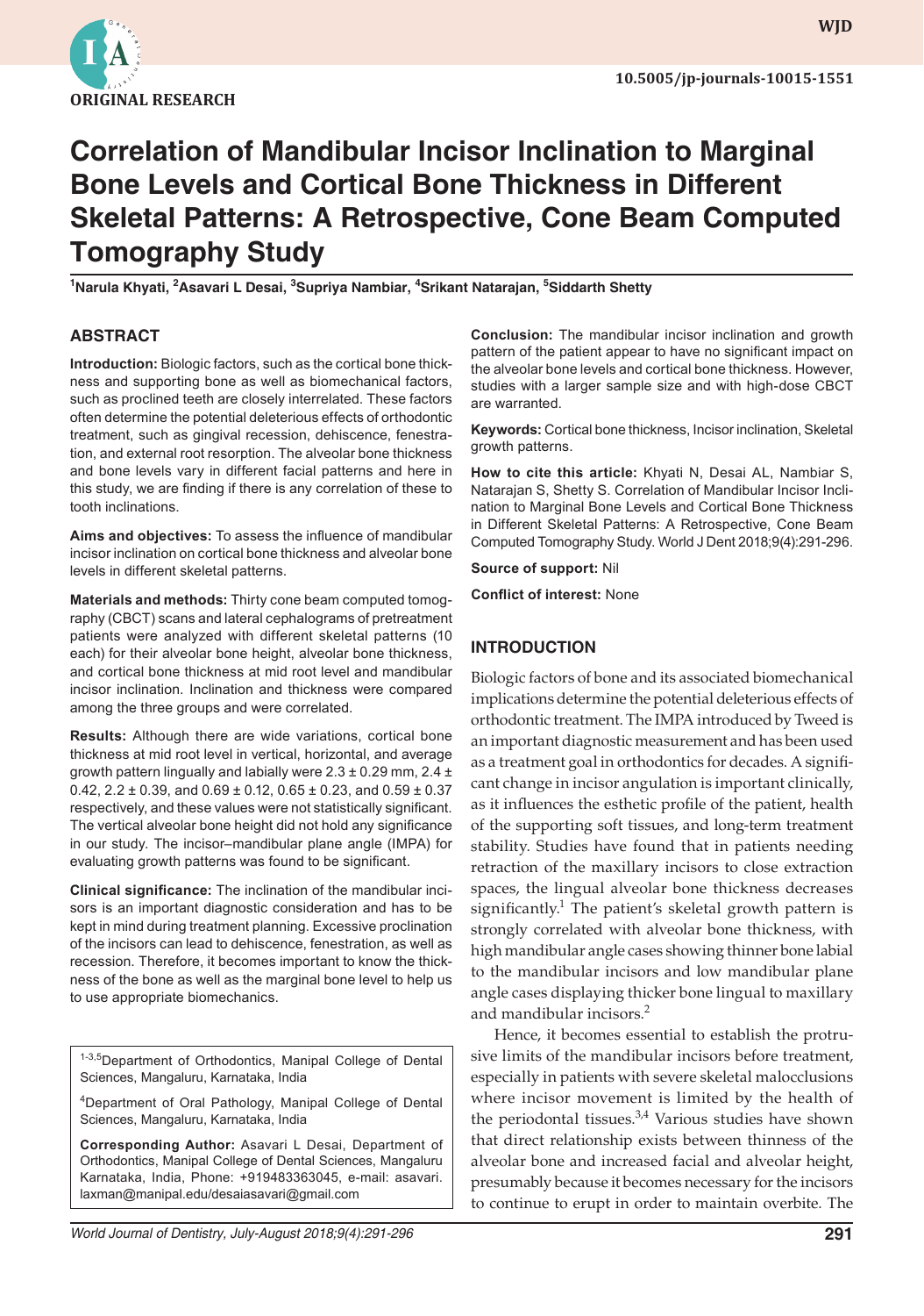ORIGINAL RESEARCH

10.5005/jp-journals-10015-1551

# Correlation of Mandibular Incisor Inclination to Marginal Bone Levels and Cortical Bone Thickness in Different Skeletal Patterns: A Retrospective, Cone Beam Computed Tomography Study

[1]Narula Khyati, [2]Asavari L Desai, [3]Supriya Nambiar, [4]Srikant Natarajan, [5]Siddarth Shetty

## ABSTRACT

**Introduction:** Biologic factors, such as the cortical bone thickness and supporting bone as well as biomechanical factors, such as proclined teeth are closely interrelated. These factors often determine the potential deleterious effects of orthodontic treatment, such as gingival recession, dehiscence, fenestration, and external root resorption. The alveolar bone thickness and bone levels vary in different facial patterns and here in this study, we are finding if there is any correlation of these to tooth inclinations.

**Aims and objectives:** To assess the influence of mandibular incisor inclination on cortical bone thickness and alveolar bone levels in different skeletal patterns.

**Materials and methods:** Thirty cone beam computed tomography (CBCT) scans and lateral cephalograms of pretreatment patients were analyzed with different skeletal patterns (10 each) for their alveolar bone height, alveolar bone thickness, and cortical bone thickness at mid root level and mandibular incisor inclination. Inclination and thickness were compared among the three groups and were correlated.

**Results:** Although there are wide variations, cortical bone thickness at mid root level in vertical, horizontal, and average growth pattern lingually and labially were 2.3 ± 0.29 mm, 2.4 ± 0.42, 2.2 ± 0.39, and 0.69 ± 0.12, 0.65 ± 0.23, and 0.59 ± 0.37 respectively, and these values were not statistically significant. The vertical alveolar bone height did not hold any significance in our study. The incisor–mandibular plane angle (IMPA) for evaluating growth patterns was found to be significant.

**Clinical significance:** The inclination of the mandibular incisors is an important diagnostic consideration and has to be kept in mind during treatment planning. Excessive proclination of the incisors can lead to dehiscence, fenestration, as well as recession. Therefore, it becomes important to know the thickness of the bone as well as the marginal bone level to help us to use appropriate biomechanics.

**Conclusion:** The mandibular incisor inclination and growth pattern of the patient appear to have no significant impact on the alveolar bone levels and cortical bone thickness. However, studies with a larger sample size and with high-dose CBCT are warranted.

**Keywords:** Cortical bone thickness, Incisor inclination, Skeletal growth patterns.

**How to cite this article:** Khyati N, Desai AL, Nambiar S, Natarajan S, Shetty S. Correlation of Mandibular Incisor Inclination to Marginal Bone Levels and Cortical Bone Thickness in Different Skeletal Patterns: A Retrospective, Cone Beam Computed Tomography Study. World J Dent 2018;9(4):291-296.

**Source of support:** Nil

**Conflict of interest:** None

[1-3,5]Department of Orthodontics, Manipal College of Dental Sciences, Mangaluru, Karnataka, India

[4]Department of Oral Pathology, Manipal College of Dental Sciences, Mangaluru, Karnataka, India

**Corresponding Author:** Asavari L Desai, Department of Orthodontics, Manipal College of Dental Sciences, Mangaluru Karnataka, India, Phone: +919483363045, e-mail: asavari.laxman@manipal.edu/desaiasavari@gmail.com

## INTRODUCTION

Biologic factors of bone and its associated biomechanical implications determine the potential deleterious effects of orthodontic treatment. The IMPA introduced by Tweed is an important diagnostic measurement and has been used as a treatment goal in orthodontics for decades. A significant change in incisor angulation is important clinically, as it influences the esthetic profile of the patient, health of the supporting soft tissues, and long-term treatment stability. Studies have found that in patients needing retraction of the maxillary incisors to close extraction spaces, the lingual alveolar bone thickness decreases significantly.[1] The patient's skeletal growth pattern is strongly correlated with alveolar bone thickness, with high mandibular angle cases showing thinner bone labial to the mandibular incisors and low mandibular plane angle cases displaying thicker bone lingual to maxillary and mandibular incisors.[2]

Hence, it becomes essential to establish the protrusive limits of the mandibular incisors before treatment, especially in patients with severe skeletal malocclusions where incisor movement is limited by the health of the periodontal tissues.[3,4] Various studies have shown that direct relationship exists between thinness of the alveolar bone and increased facial and alveolar height, presumably because it becomes necessary for the incisors to continue to erupt in order to maintain overbite. The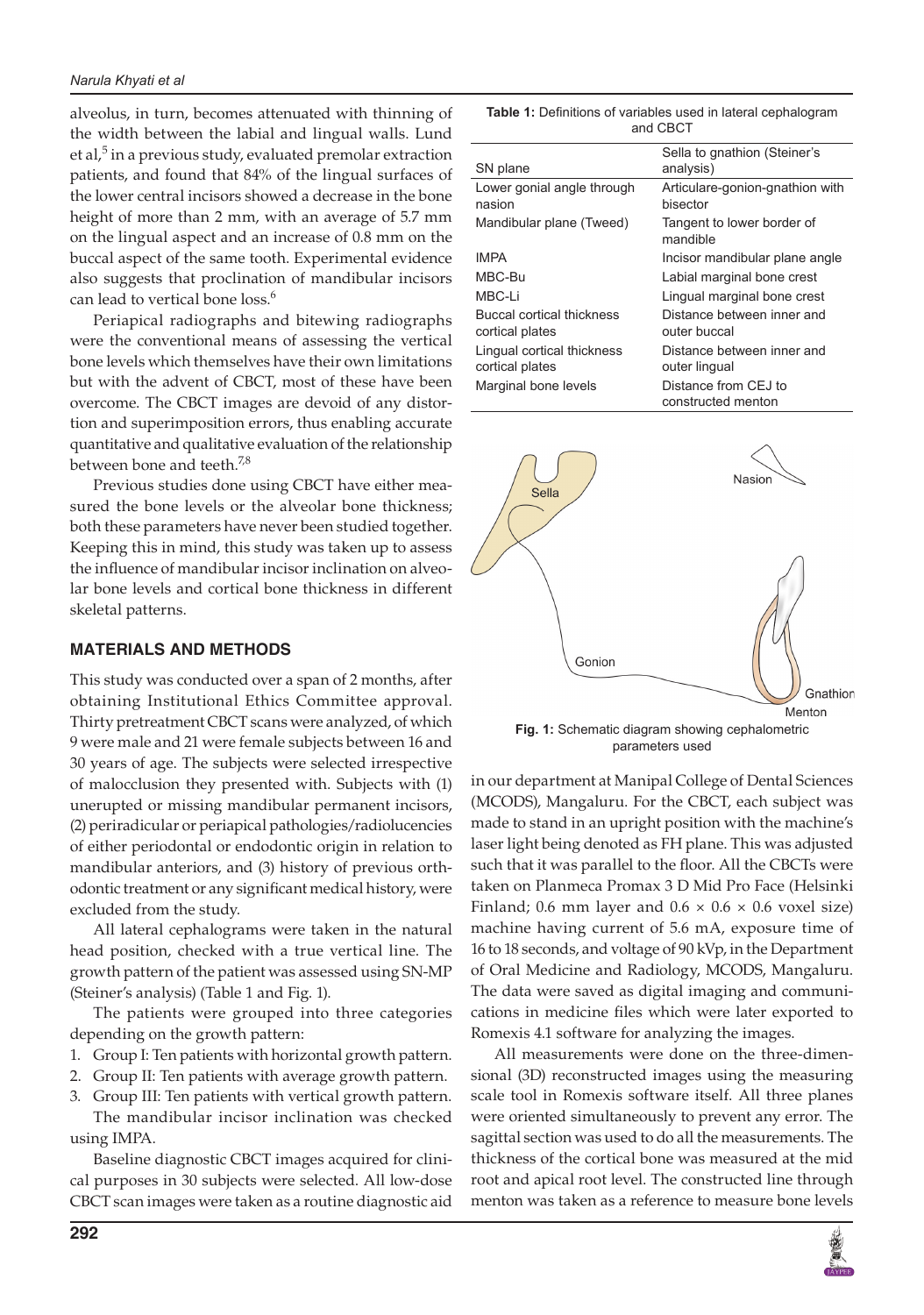alveolus, in turn, becomes attenuated with thinning of the width between the labial and lingual walls. Lund et al,[5] in a previous study, evaluated premolar extraction patients, and found that 84% of the lingual surfaces of the lower central incisors showed a decrease in the bone height of more than 2 mm, with an average of 5.7 mm on the lingual aspect and an increase of 0.8 mm on the buccal aspect of the same tooth. Experimental evidence also suggests that proclination of mandibular incisors can lead to vertical bone loss.[6]

Periapical radiographs and bitewing radiographs were the conventional means of assessing the vertical bone levels which themselves have their own limitations but with the advent of CBCT, most of these have been overcome. The CBCT images are devoid of any distortion and superimposition errors, thus enabling accurate quantitative and qualitative evaluation of the relationship between bone and teeth.[7,8]

Previous studies done using CBCT have either measured the bone levels or the alveolar bone thickness; both these parameters have never been studied together. Keeping this in mind, this study was taken up to assess the influence of mandibular incisor inclination on alveolar bone levels and cortical bone thickness in different skeletal patterns.

## MATERIALS AND METHODS

This study was conducted over a span of 2 months, after obtaining Institutional Ethics Committee approval. Thirty pretreatment CBCT scans were analyzed, of which 9 were male and 21 were female subjects between 16 and 30 years of age. The subjects were selected irrespective of malocclusion they presented with. Subjects with (1) unerupted or missing mandibular permanent incisors, (2) periradicular or periapical pathologies/radiolucencies of either periodontal or endodontic origin in relation to mandibular anteriors, and (3) history of previous orthodontic treatment or any significant medical history, were excluded from the study.

All lateral cephalograms were taken in the natural head position, checked with a true vertical line. The growth pattern of the patient was assessed using SN-MP (Steiner's analysis) (Table 1 and Fig. 1).

The patients were grouped into three categories depending on the growth pattern:

1. Group I: Ten patients with horizontal growth pattern.
2. Group II: Ten patients with average growth pattern.
3. Group III: Ten patients with vertical growth pattern.

The mandibular incisor inclination was checked using IMPA.

Baseline diagnostic CBCT images acquired for clinical purposes in 30 subjects were selected. All low-dose CBCT scan images were taken as a routine diagnostic aid in our department at Manipal College of Dental Sciences (MCODS), Mangaluru. For the CBCT, each subject was made to stand in an upright position with the machine's laser light being denoted as FH plane. This was adjusted such that it was parallel to the floor. All the CBCTs were taken on Planmeca Promax 3 D Mid Pro Face (Helsinki Finland; 0.6 mm layer and 0.6 × 0.6 × 0.6 voxel size) machine having current of 5.6 mA, exposure time of 16 to 18 seconds, and voltage of 90 kVp, in the Department of Oral Medicine and Radiology, MCODS, Mangaluru. The data were saved as digital imaging and communications in medicine files which were later exported to Romexis 4.1 software for analyzing the images.

All measurements were done on the three-dimensional (3D) reconstructed images using the measuring scale tool in Romexis software itself. All three planes were oriented simultaneously to prevent any error. The sagittal section was used to do all the measurements. The thickness of the cortical bone was measured at the mid root and apical root level. The constructed line through menton was taken as a reference to measure bone levels

**Table 1:** Definitions of variables used in lateral cephalogram and CBCT

| | |
|---|---|
| SN plane | Sella to gnathion (Steiner's analysis) |
| Lower gonial angle through nasion | Articulare-gonion-gnathion with bisector |
| Mandibular plane (Tweed) | Tangent to lower border of mandible |
| IMPA | Incisor mandibular plane angle |
| MBC-Bu | Labial marginal bone crest |
| MBC-Li | Lingual marginal bone crest |
| Buccal cortical thickness cortical plates | Distance between inner and outer buccal |
| Lingual cortical thickness cortical plates | Distance between inner and outer lingual |
| Marginal bone levels | Distance from CEJ to constructed menton |

**Fig. 1:** Schematic diagram showing cephalometric parameters used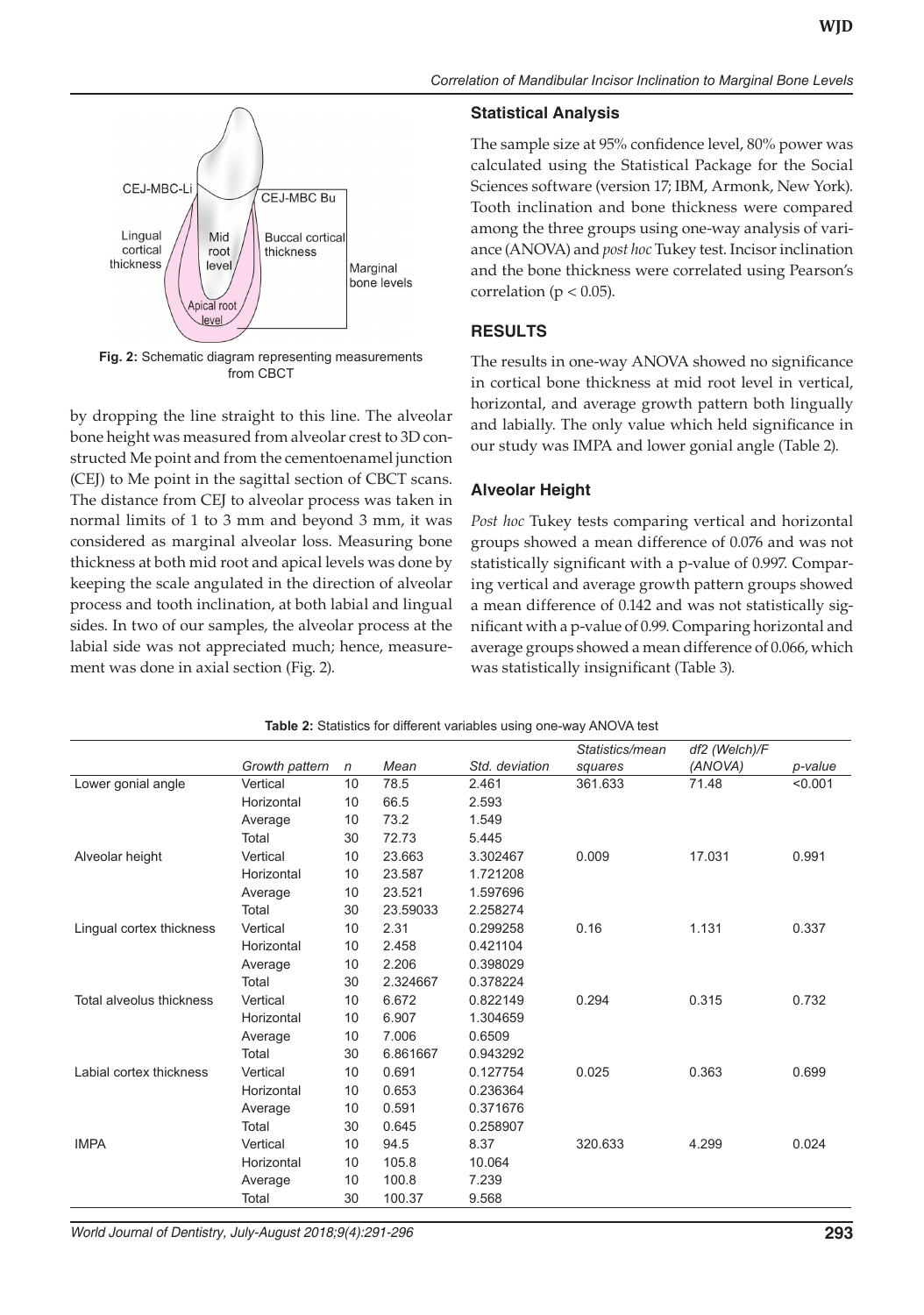Fig. 2: Schematic diagram representing measurements from CBCT

by dropping the line straight to this line. The alveolar bone height was measured from alveolar crest to 3D constructed Me point and from the cementoenamel junction (CEJ) to Me point in the sagittal section of CBCT scans. The distance from CEJ to alveolar process was taken in normal limits of 1 to 3 mm and beyond 3 mm, it was considered as marginal alveolar loss. Measuring bone thickness at both mid root and apical levels was done by keeping the scale angulated in the direction of alveolar process and tooth inclination, at both labial and lingual sides. In two of our samples, the alveolar process at the labial side was not appreciated much; hence, measurement was done in axial section (Fig. 2).

### Statistical Analysis

The sample size at 95% confidence level, 80% power was calculated using the Statistical Package for the Social Sciences software (version 17; IBM, Armonk, New York). Tooth inclination and bone thickness were compared among the three groups using one-way analysis of variance (ANOVA) and *post hoc* Tukey test. Incisor inclination and the bone thickness were correlated using Pearson's correlation ($p < 0.05$).

## RESULTS

The results in one-way ANOVA showed no significance in cortical bone thickness at mid root level in vertical, horizontal, and average growth pattern both lingually and labially. The only value which held significance in our study was IMPA and lower gonial angle (Table 2).

### Alveolar Height

*Post hoc* Tukey tests comparing vertical and horizontal groups showed a mean difference of 0.076 and was not statistically significant with a p-value of 0.997. Comparing vertical and average growth pattern groups showed a mean difference of 0.142 and was not statistically significant with a p-value of 0.99. Comparing horizontal and average groups showed a mean difference of 0.066, which was statistically insignificant (Table 3).

**Table 2:** Statistics for different variables using one-way ANOVA test

| | Growth pattern | n | Mean | Std. deviation | Statistics/mean squares | df2 (Welch)/F (ANOVA) | p-value |
|---|---|---|---|---|---|---|---|
| Lower gonial angle | Vertical | 10 | 78.5 | 2.461 | 361.633 | 71.48 | <0.001 |
| | Horizontal | 10 | 66.5 | 2.593 | | | |
| | Average | 10 | 73.2 | 1.549 | | | |
| | Total | 30 | 72.73 | 5.445 | | | |
| Alveolar height | Vertical | 10 | 23.663 | 3.302467 | 0.009 | 17.031 | 0.991 |
| | Horizontal | 10 | 23.587 | 1.721208 | | | |
| | Average | 10 | 23.521 | 1.597696 | | | |
| | Total | 30 | 23.59033 | 2.258274 | | | |
| Lingual cortex thickness | Vertical | 10 | 2.31 | 0.299258 | 0.16 | 1.131 | 0.337 |
| | Horizontal | 10 | 2.458 | 0.421104 | | | |
| | Average | 10 | 2.206 | 0.398029 | | | |
| | Total | 30 | 2.324667 | 0.378224 | | | |
| Total alveolus thickness | Vertical | 10 | 6.672 | 0.822149 | 0.294 | 0.315 | 0.732 |
| | Horizontal | 10 | 6.907 | 1.304659 | | | |
| | Average | 10 | 7.006 | 0.6509 | | | |
| | Total | 30 | 6.861667 | 0.943292 | | | |
| Labial cortex thickness | Vertical | 10 | 0.691 | 0.127754 | 0.025 | 0.363 | 0.699 |
| | Horizontal | 10 | 0.653 | 0.236364 | | | |
| | Average | 10 | 0.591 | 0.371676 | | | |
| | Total | 30 | 0.645 | 0.258907 | | | |
| IMPA | Vertical | 10 | 94.5 | 8.37 | 320.633 | 4.299 | 0.024 |
| | Horizontal | 10 | 105.8 | 10.064 | | | |
| | Average | 10 | 100.8 | 7.239 | | | |
| | Total | 30 | 100.37 | 9.568 | | | |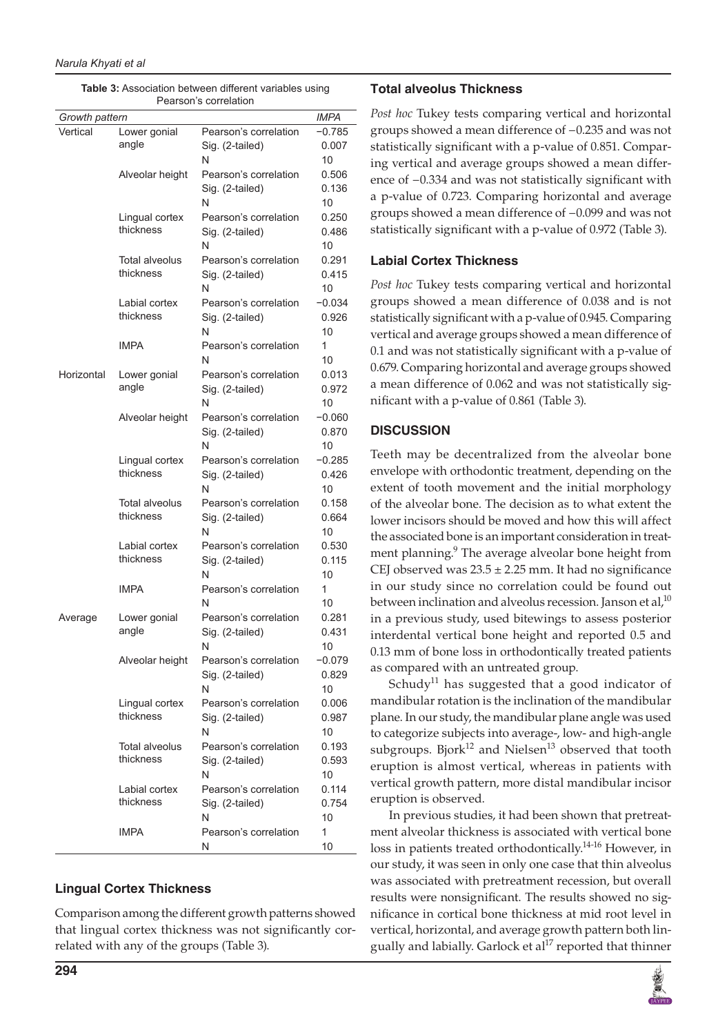**Table 3:** Association between different variables using Pearson's correlation

| *Growth pattern* | | | *IMPA* |
|---|---|---|---|
| Vertical | Lower gonial angle | Pearson's correlation | −0.785 |
| | | Sig. (2-tailed) | 0.007 |
| | | N | 10 |
| | Alveolar height | Pearson's correlation | 0.506 |
| | | Sig. (2-tailed) | 0.136 |
| | | N | 10 |
| | Lingual cortex thickness | Pearson's correlation | 0.250 |
| | | Sig. (2-tailed) | 0.486 |
| | | N | 10 |
| | Total alveolus thickness | Pearson's correlation | 0.291 |
| | | Sig. (2-tailed) | 0.415 |
| | | N | 10 |
| | Labial cortex thickness | Pearson's correlation | −0.034 |
| | | Sig. (2-tailed) | 0.926 |
| | | N | 10 |
| | IMPA | Pearson's correlation | 1 |
| | | N | 10 |
| Horizontal | Lower gonial angle | Pearson's correlation | 0.013 |
| | | Sig. (2-tailed) | 0.972 |
| | | N | 10 |
| | Alveolar height | Pearson's correlation | −0.060 |
| | | Sig. (2-tailed) | 0.870 |
| | | N | 10 |
| | Lingual cortex thickness | Pearson's correlation | −0.285 |
| | | Sig. (2-tailed) | 0.426 |
| | | N | 10 |
| | Total alveolus thickness | Pearson's correlation | 0.158 |
| | | Sig. (2-tailed) | 0.664 |
| | | N | 10 |
| | Labial cortex thickness | Pearson's correlation | 0.530 |
| | | Sig. (2-tailed) | 0.115 |
| | | N | 10 |
| | IMPA | Pearson's correlation | 1 |
| | | N | 10 |
| Average | Lower gonial angle | Pearson's correlation | 0.281 |
| | | Sig. (2-tailed) | 0.431 |
| | | N | 10 |
| | Alveolar height | Pearson's correlation | −0.079 |
| | | Sig. (2-tailed) | 0.829 |
| | | N | 10 |
| | Lingual cortex thickness | Pearson's correlation | 0.006 |
| | | Sig. (2-tailed) | 0.987 |
| | | N | 10 |
| | Total alveolus thickness | Pearson's correlation | 0.193 |
| | | Sig. (2-tailed) | 0.593 |
| | | N | 10 |
| | Labial cortex thickness | Pearson's correlation | 0.114 |
| | | Sig. (2-tailed) | 0.754 |
| | | N | 10 |
| | IMPA | Pearson's correlation | 1 |
| | | N | 10 |

### Lingual Cortex Thickness

Comparison among the different growth patterns showed that lingual cortex thickness was not significantly correlated with any of the groups (Table 3).

### Total alveolus Thickness

*Post hoc* Tukey tests comparing vertical and horizontal groups showed a mean difference of −0.235 and was not statistically significant with a p-value of 0.851. Comparing vertical and average groups showed a mean difference of −0.334 and was not statistically significant with a p-value of 0.723. Comparing horizontal and average groups showed a mean difference of −0.099 and was not statistically significant with a p-value of 0.972 (Table 3).

### Labial Cortex Thickness

*Post hoc* Tukey tests comparing vertical and horizontal groups showed a mean difference of 0.038 and is not statistically significant with a p-value of 0.945. Comparing vertical and average groups showed a mean difference of 0.1 and was not statistically significant with a p-value of 0.679. Comparing horizontal and average groups showed a mean difference of 0.062 and was not statistically significant with a p-value of 0.861 (Table 3).

## DISCUSSION

Teeth may be decentralized from the alveolar bone envelope with orthodontic treatment, depending on the extent of tooth movement and the initial morphology of the alveolar bone. The decision as to what extent the lower incisors should be moved and how this will affect the associated bone is an important consideration in treatment planning.[9] The average alveolar bone height from CEJ observed was $23.5 \pm 2.25$ mm. It had no significance in our study since no correlation could be found out between inclination and alveolus recession. Janson et al,[10] in a previous study, used bitewings to assess posterior interdental vertical bone height and reported 0.5 and 0.13 mm of bone loss in orthodontically treated patients as compared with an untreated group.

Schudy[11] has suggested that a good indicator of mandibular rotation is the inclination of the mandibular plane. In our study, the mandibular plane angle was used to categorize subjects into average-, low- and high-angle subgroups. Bjork[12] and Nielsen[13] observed that tooth eruption is almost vertical, whereas in patients with vertical growth pattern, more distal mandibular incisor eruption is observed.

In previous studies, it had been shown that pretreatment alveolar thickness is associated with vertical bone loss in patients treated orthodontically.[14-16] However, in our study, it was seen in only one case that thin alveolus was associated with pretreatment recession, but overall results were nonsignificant. The results showed no significance in cortical bone thickness at mid root level in vertical, horizontal, and average growth pattern both lingually and labially. Garlock et al[17] reported that thinner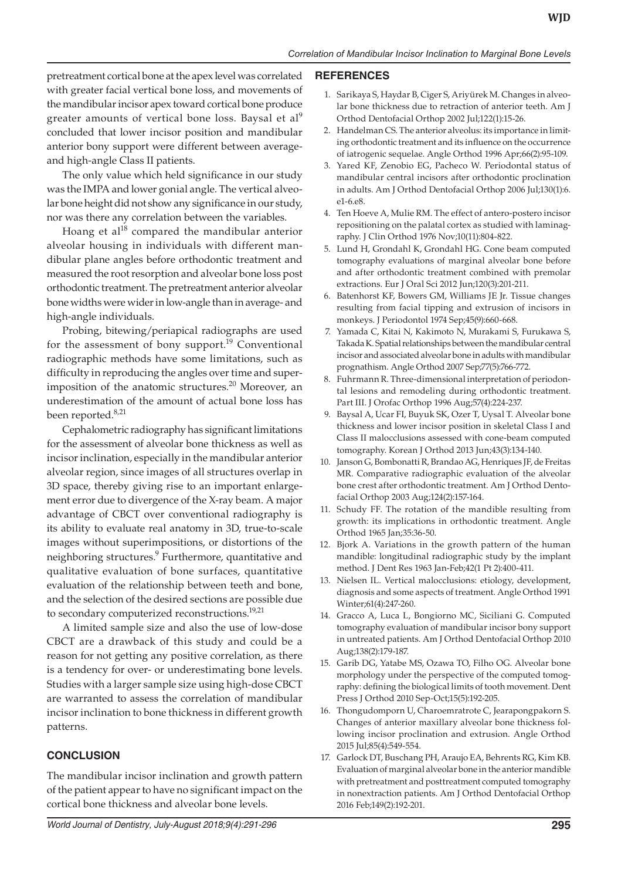pretreatment cortical bone at the apex level was correlated with greater facial vertical bone loss, and movements of the mandibular incisor apex toward cortical bone produce greater amounts of vertical bone loss. Baysal et al[9] concluded that lower incisor position and mandibular anterior bony support were different between average- and high-angle Class II patients.

The only value which held significance in our study was the IMPA and lower gonial angle. The vertical alveolar bone height did not show any significance in our study, nor was there any correlation between the variables.

Hoang et al[18] compared the mandibular anterior alveolar housing in individuals with different mandibular plane angles before orthodontic treatment and measured the root resorption and alveolar bone loss post orthodontic treatment. The pretreatment anterior alveolar bone widths were wider in low-angle than in average- and high-angle individuals.

Probing, bitewing/periapical radiographs are used for the assessment of bony support.[19] Conventional radiographic methods have some limitations, such as difficulty in reproducing the angles over time and superimposition of the anatomic structures.[20] Moreover, an underestimation of the amount of actual bone loss has been reported.[8,21]

Cephalometric radiography has significant limitations for the assessment of alveolar bone thickness as well as incisor inclination, especially in the mandibular anterior alveolar region, since images of all structures overlap in 3D space, thereby giving rise to an important enlargement error due to divergence of the X-ray beam. A major advantage of CBCT over conventional radiography is its ability to evaluate real anatomy in 3D, true-to-scale images without superimpositions, or distortions of the neighboring structures.[9] Furthermore, quantitative and qualitative evaluation of bone surfaces, quantitative evaluation of the relationship between teeth and bone, and the selection of the desired sections are possible due to secondary computerized reconstructions.[19,21]

A limited sample size and also the use of low-dose CBCT are a drawback of this study and could be a reason for not getting any positive correlation, as there is a tendency for over- or underestimating bone levels. Studies with a larger sample size using high-dose CBCT are warranted to assess the correlation of mandibular incisor inclination to bone thickness in different growth patterns.

## CONCLUSION

The mandibular incisor inclination and growth pattern of the patient appear to have no significant impact on the cortical bone thickness and alveolar bone levels.

## REFERENCES

1. Sarikaya S, Haydar B, Ciger S, Ariyürek M. Changes in alveolar bone thickness due to retraction of anterior teeth. Am J Orthod Dentofacial Orthop 2002 Jul;122(1):15-26.
2. Handelman CS. The anterior alveolus: its importance in limiting orthodontic treatment and its influence on the occurrence of iatrogenic sequelae. Angle Orthod 1996 Apr;66(2):95-109.
3. Yared KF, Zenobio EG, Pacheco W. Periodontal status of mandibular central incisors after orthodontic proclination in adults. Am J Orthod Dentofacial Orthop 2006 Jul;130(1):6.e1-6.e8.
4. Ten Hoeve A, Mulie RM. The effect of antero-postero incisor repositioning on the palatal cortex as studied with laminagraphy. J Clin Orthod 1976 Nov;10(11):804-822.
5. Lund H, Grondahl K, Grondahl HG. Cone beam computed tomography evaluations of marginal alveolar bone before and after orthodontic treatment combined with premolar extractions. Eur J Oral Sci 2012 Jun;120(3):201-211.
6. Batenhorst KF, Bowers GM, Williams JE Jr. Tissue changes resulting from facial tipping and extrusion of incisors in monkeys. J Periodontol 1974 Sep;45(9):660-668.
7. Yamada C, Kitai N, Kakimoto N, Murakami S, Furukawa S, Takada K. Spatial relationships between the mandibular central incisor and associated alveolar bone in adults with mandibular prognathism. Angle Orthod 2007 Sep;77(5):766-772.
8. Fuhrmann R. Three-dimensional interpretation of periodontal lesions and remodeling during orthodontic treatment. Part III. J Orofac Orthop 1996 Aug;57(4):224-237.
9. Baysal A, Ucar FI, Buyuk SK, Ozer T, Uysal T. Alveolar bone thickness and lower incisor position in skeletal Class I and Class II malocclusions assessed with cone-beam computed tomography. Korean J Orthod 2013 Jun;43(3):134-140.
10. Janson G, Bombonatti R, Brandao AG, Henriques JF, de Freitas MR. Comparative radiographic evaluation of the alveolar bone crest after orthodontic treatment. Am J Orthod Dentofacial Orthop 2003 Aug;124(2):157-164.
11. Schudy FF. The rotation of the mandible resulting from growth: its implications in orthodontic treatment. Angle Orthod 1965 Jan;35:36-50.
12. Bjork A. Variations in the growth pattern of the human mandible: longitudinal radiographic study by the implant method. J Dent Res 1963 Jan-Feb;42(1 Pt 2):400-411.
13. Nielsen IL. Vertical malocclusions: etiology, development, diagnosis and some aspects of treatment. Angle Orthod 1991 Winter;61(4):247-260.
14. Gracco A, Luca L, Bongiorno MC, Siciliani G. Computed tomography evaluation of mandibular incisor bony support in untreated patients. Am J Orthod Dentofacial Orthop 2010 Aug;138(2):179-187.
15. Garib DG, Yatabe MS, Ozawa TO, Filho OG. Alveolar bone morphology under the perspective of the computed tomography: defining the biological limits of tooth movement. Dent Press J Orthod 2010 Sep-Oct;15(5):192-205.
16. Thongudomporn U, Charoemratrote C, Jearapongpakorn S. Changes of anterior maxillary alveolar bone thickness following incisor proclination and extrusion. Angle Orthod 2015 Jul;85(4):549-554.
17. Garlock DT, Buschang PH, Araujo EA, Behrents RG, Kim KB. Evaluation of marginal alveolar bone in the anterior mandible with pretreatment and posttreatment computed tomography in nonextraction patients. Am J Orthod Dentofacial Orthop 2016 Feb;149(2):192-201.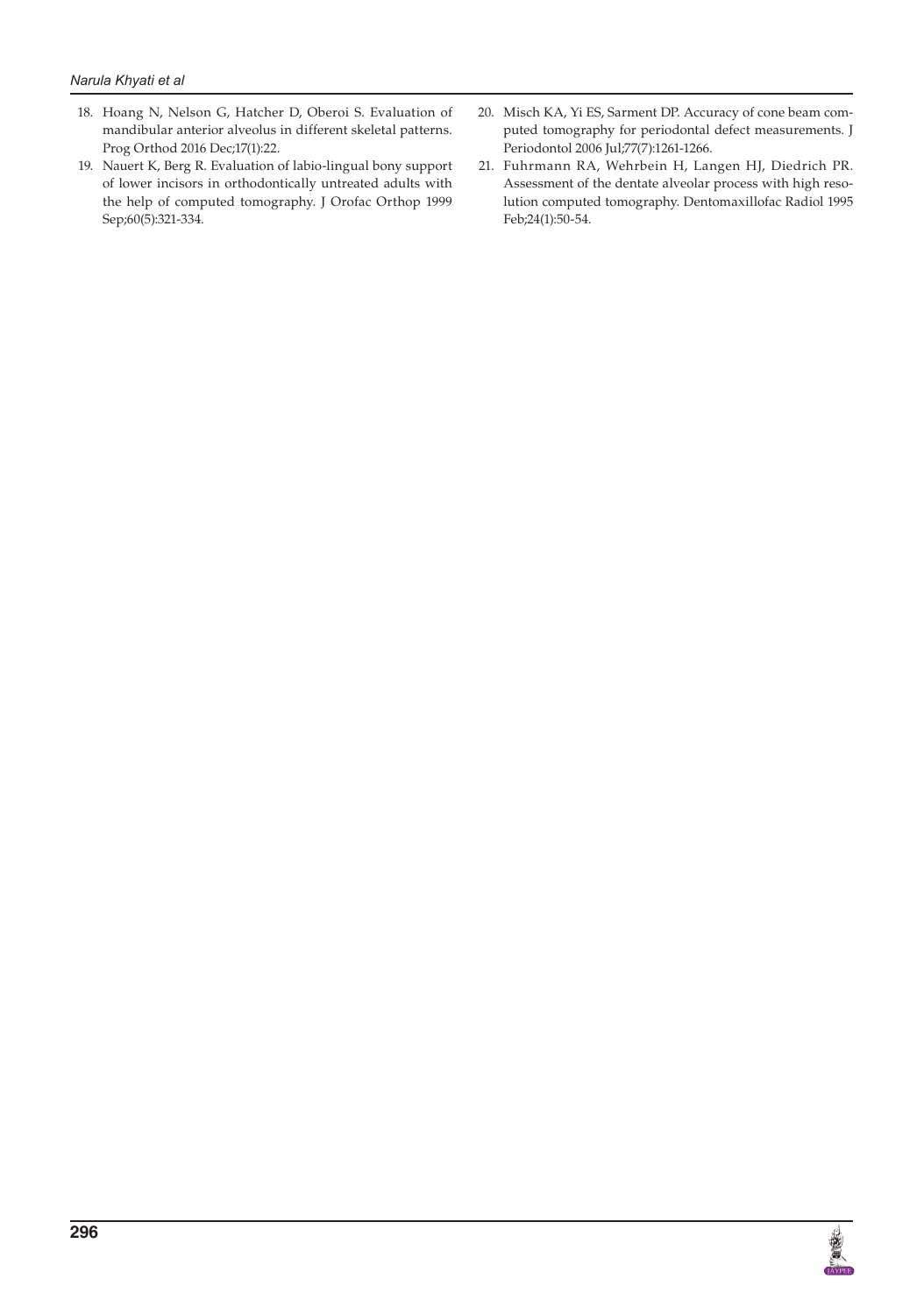18. Hoang N, Nelson G, Hatcher D, Oberoi S. Evaluation of mandibular anterior alveolus in different skeletal patterns. Prog Orthod 2016 Dec;17(1):22.
19. Nauert K, Berg R. Evaluation of labio-lingual bony support of lower incisors in orthodontically untreated adults with the help of computed tomography. J Orofac Orthop 1999 Sep;60(5):321-334.
20. Misch KA, Yi ES, Sarment DP. Accuracy of cone beam computed tomography for periodontal defect measurements. J Periodontol 2006 Jul;77(7):1261-1266.
21. Fuhrmann RA, Wehrbein H, Langen HJ, Diedrich PR. Assessment of the dentate alveolar process with high resolution computed tomography. Dentomaxillofac Radiol 1995 Feb;24(1):50-54.